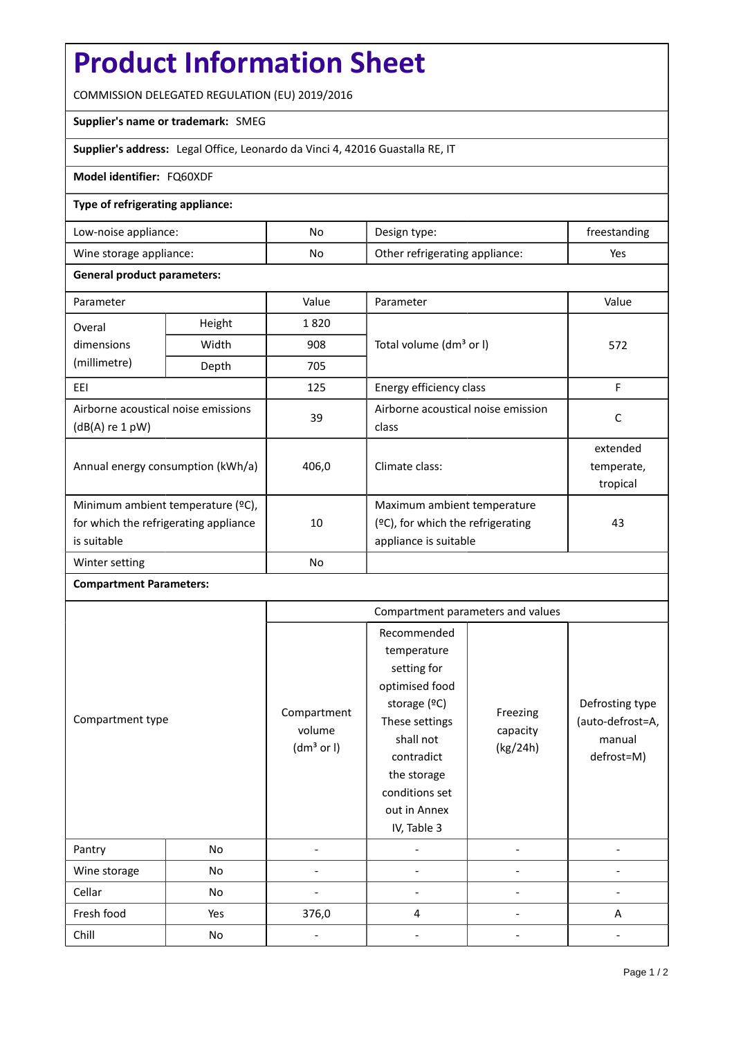# Product Information Sheet

COMMISSION DELEGATED REGULATION (EU) 2019/2016

**Supplier's name or trademark:** SMEG

**Supplier's address:** Legal Office, Leonardo da Vinci 4, 42016 Guastalla RE, IT

**Model identifier:** FQ60XDF

**Type of refrigerating appliance:**

| Low-noise appliance: | No | Design type: | freestanding |
|---|---|---|---|
| Wine storage appliance: | No | Other refrigerating appliance: | Yes |

**General product parameters:**

| Parameter | | Value | Parameter | Value |
|---|---|---|---|---|
| Overal dimensions (millimetre) | Height | 1 820 | Total volume (dm³ or l) | 572 |
| | Width | 908 | | |
| | Depth | 705 | | |
| EEI | | 125 | Energy efficiency class | F |
| Airborne acoustical noise emissions (dB(A) re 1 pW) | | 39 | Airborne acoustical noise emission class | C |
| Annual energy consumption (kWh/a) | | 406,0 | Climate class: | extended temperate, tropical |
| Minimum ambient temperature (ºC), for which the refrigerating appliance is suitable | | 10 | Maximum ambient temperature (ºC), for which the refrigerating appliance is suitable | 43 |
| Winter setting | | No | | |

**Compartment Parameters:**

| Compartment type | | Compartment parameters and values | | | |
|---|---|---|---|---|---|
| | | Compartment volume (dm³ or l) | Recommended temperature setting for optimised food storage (ºC) These settings shall not contradict the storage conditions set out in Annex IV, Table 3 | Freezing capacity (kg/24h) | Defrosting type (auto-defrost=A, manual defrost=M) |
| Pantry | No | - | - | - | - |
| Wine storage | No | - | - | - | - |
| Cellar | No | - | - | - | - |
| Fresh food | Yes | 376,0 | 4 | - | A |
| Chill | No | - | - | - | - |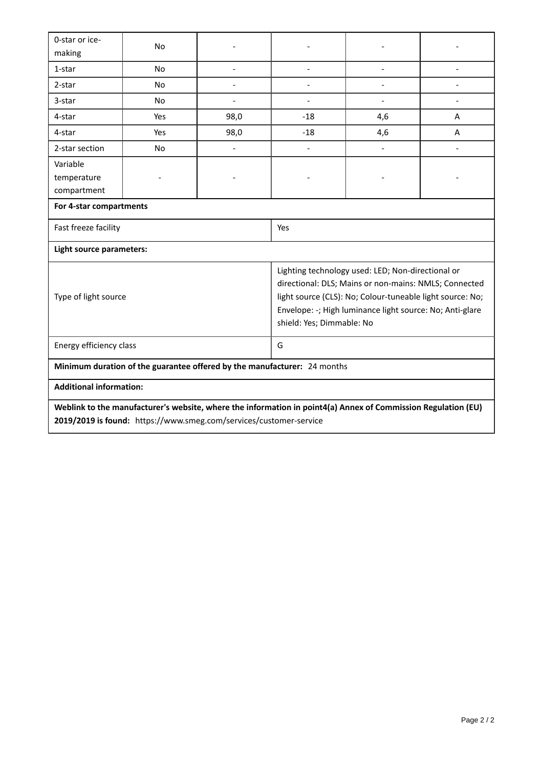| | | | | | |
|---|---|---|---|---|---|
| 0-star or ice-making | No | - | - | - | - |
| 1-star | No | - | - | - | - |
| 2-star | No | - | - | - | - |
| 3-star | No | - | - | - | - |
| 4-star | Yes | 98,0 | -18 | 4,6 | A |
| 4-star | Yes | 98,0 | -18 | 4,6 | A |
| 2-star section | No | - | - | - | - |
| Variable temperature compartment | - | - | - | - | - |
| **For 4-star compartments** | | | | | |
| Fast freeze facility | | | Yes | | |
| **Light source parameters:** | | | | | |
| Type of light source | | | Lighting technology used: LED; Non-directional or directional: DLS; Mains or non-mains: NMLS; Connected light source (CLS): No; Colour-tuneable light source: No; Envelope: -; High luminance light source: No; Anti-glare shield: Yes; Dimmable: No | | |
| Energy efficiency class | | | G | | |
| **Minimum duration of the guarantee offered by the manufacturer:** 24 months | | | | | |
| **Additional information:** | | | | | |
| **Weblink to the manufacturer's website, where the information in point4(a) Annex of Commission Regulation (EU) 2019/2019 is found:** https://www.smeg.com/services/customer-service | | | | | |